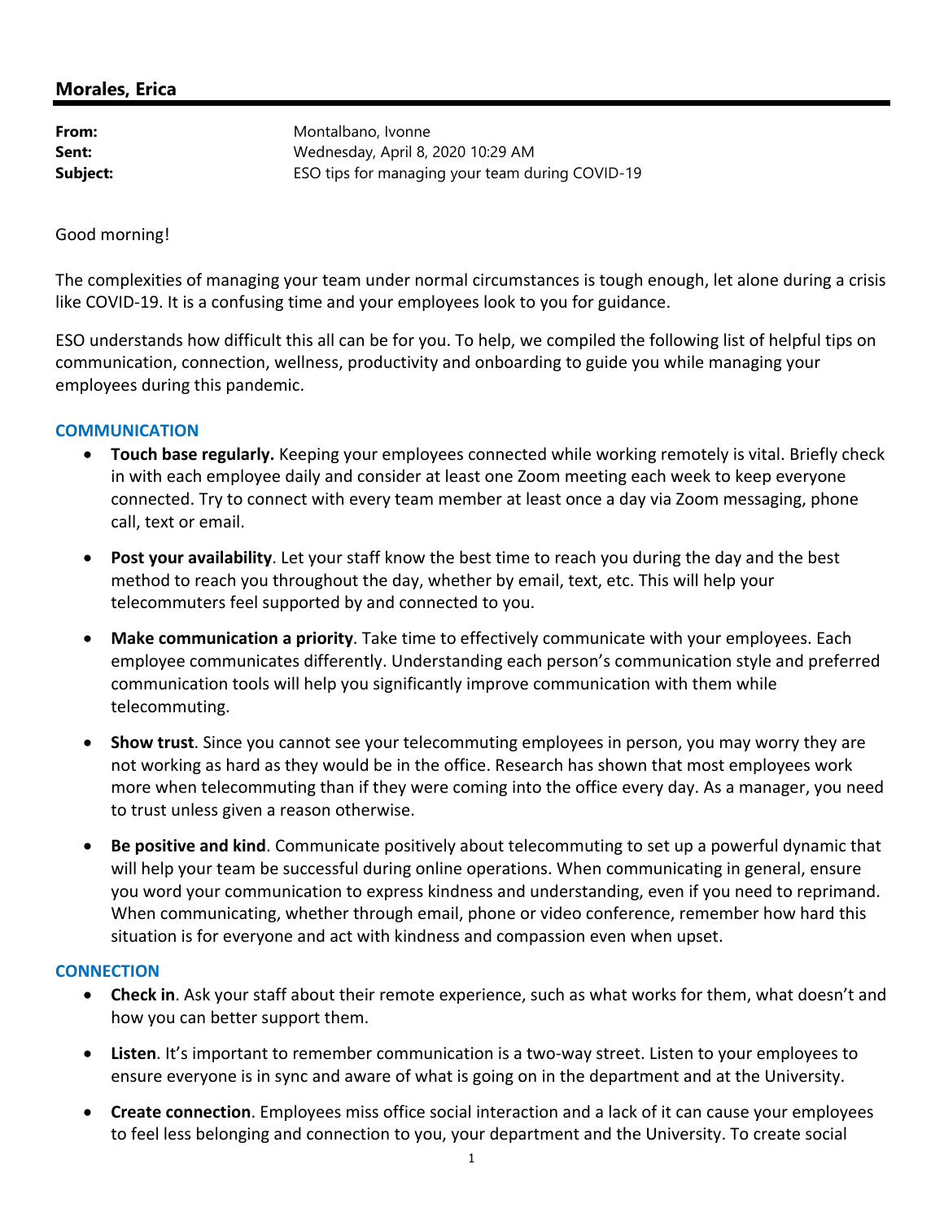## Morales, Erica

**From:** Montalbano, Ivonne
**Sent:** Wednesday, April 8, 2020 10:29 AM
**Subject:** ESO tips for managing your team during COVID-19

Good morning!

The complexities of managing your team under normal circumstances is tough enough, let alone during a crisis like COVID-19. It is a confusing time and your employees look to you for guidance.

ESO understands how difficult this all can be for you. To help, we compiled the following list of helpful tips on communication, connection, wellness, productivity and onboarding to guide you while managing your employees during this pandemic.

### COMMUNICATION

- **Touch base regularly.** Keeping your employees connected while working remotely is vital. Briefly check in with each employee daily and consider at least one Zoom meeting each week to keep everyone connected. Try to connect with every team member at least once a day via Zoom messaging, phone call, text or email.

- **Post your availability**. Let your staff know the best time to reach you during the day and the best method to reach you throughout the day, whether by email, text, etc. This will help your telecommuters feel supported by and connected to you.

- **Make communication a priority**. Take time to effectively communicate with your employees. Each employee communicates differently. Understanding each person's communication style and preferred communication tools will help you significantly improve communication with them while telecommuting.

- **Show trust**. Since you cannot see your telecommuting employees in person, you may worry they are not working as hard as they would be in the office. Research has shown that most employees work more when telecommuting than if they were coming into the office every day. As a manager, you need to trust unless given a reason otherwise.

- **Be positive and kind**. Communicate positively about telecommuting to set up a powerful dynamic that will help your team be successful during online operations. When communicating in general, ensure you word your communication to express kindness and understanding, even if you need to reprimand. When communicating, whether through email, phone or video conference, remember how hard this situation is for everyone and act with kindness and compassion even when upset.

### CONNECTION

- **Check in**. Ask your staff about their remote experience, such as what works for them, what doesn't and how you can better support them.

- **Listen**. It's important to remember communication is a two-way street. Listen to your employees to ensure everyone is in sync and aware of what is going on in the department and at the University.

- **Create connection**. Employees miss office social interaction and a lack of it can cause your employees to feel less belonging and connection to you, your department and the University. To create social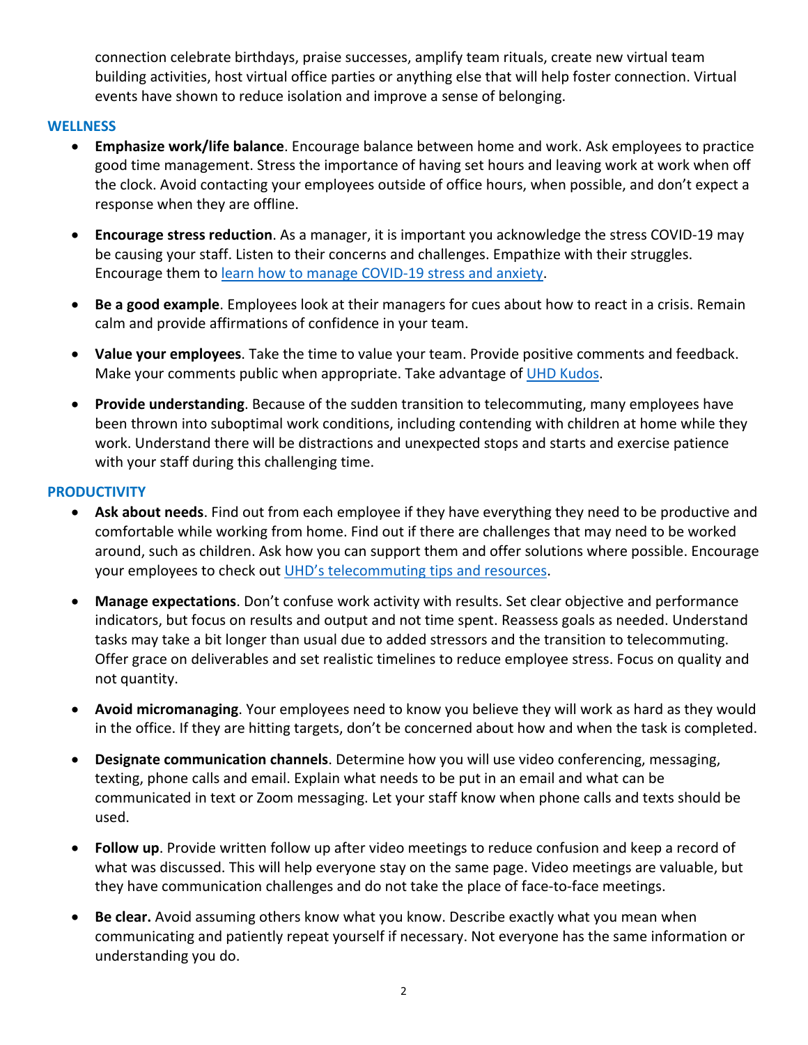connection celebrate birthdays, praise successes, amplify team rituals, create new virtual team building activities, host virtual office parties or anything else that will help foster connection. Virtual events have shown to reduce isolation and improve a sense of belonging.

## WELLNESS

- **Emphasize work/life balance**. Encourage balance between home and work. Ask employees to practice good time management. Stress the importance of having set hours and leaving work at work when off the clock. Avoid contacting your employees outside of office hours, when possible, and don't expect a response when they are offline.

- **Encourage stress reduction**. As a manager, it is important you acknowledge the stress COVID-19 may be causing your staff. Listen to their concerns and challenges. Empathize with their struggles. Encourage them to learn how to manage COVID-19 stress and anxiety.

- **Be a good example**. Employees look at their managers for cues about how to react in a crisis. Remain calm and provide affirmations of confidence in your team.

- **Value your employees**. Take the time to value your team. Provide positive comments and feedback. Make your comments public when appropriate. Take advantage of UHD Kudos.

- **Provide understanding**. Because of the sudden transition to telecommuting, many employees have been thrown into suboptimal work conditions, including contending with children at home while they work. Understand there will be distractions and unexpected stops and starts and exercise patience with your staff during this challenging time.

## PRODUCTIVITY

- **Ask about needs**. Find out from each employee if they have everything they need to be productive and comfortable while working from home. Find out if there are challenges that may need to be worked around, such as children. Ask how you can support them and offer solutions where possible. Encourage your employees to check out UHD's telecommuting tips and resources.

- **Manage expectations**. Don't confuse work activity with results. Set clear objective and performance indicators, but focus on results and output and not time spent. Reassess goals as needed. Understand tasks may take a bit longer than usual due to added stressors and the transition to telecommuting. Offer grace on deliverables and set realistic timelines to reduce employee stress. Focus on quality and not quantity.

- **Avoid micromanaging**. Your employees need to know you believe they will work as hard as they would in the office. If they are hitting targets, don't be concerned about how and when the task is completed.

- **Designate communication channels**. Determine how you will use video conferencing, messaging, texting, phone calls and email. Explain what needs to be put in an email and what can be communicated in text or Zoom messaging. Let your staff know when phone calls and texts should be used.

- **Follow up**. Provide written follow up after video meetings to reduce confusion and keep a record of what was discussed. This will help everyone stay on the same page. Video meetings are valuable, but they have communication challenges and do not take the place of face-to-face meetings.

- **Be clear.** Avoid assuming others know what you know. Describe exactly what you mean when communicating and patiently repeat yourself if necessary. Not everyone has the same information or understanding you do.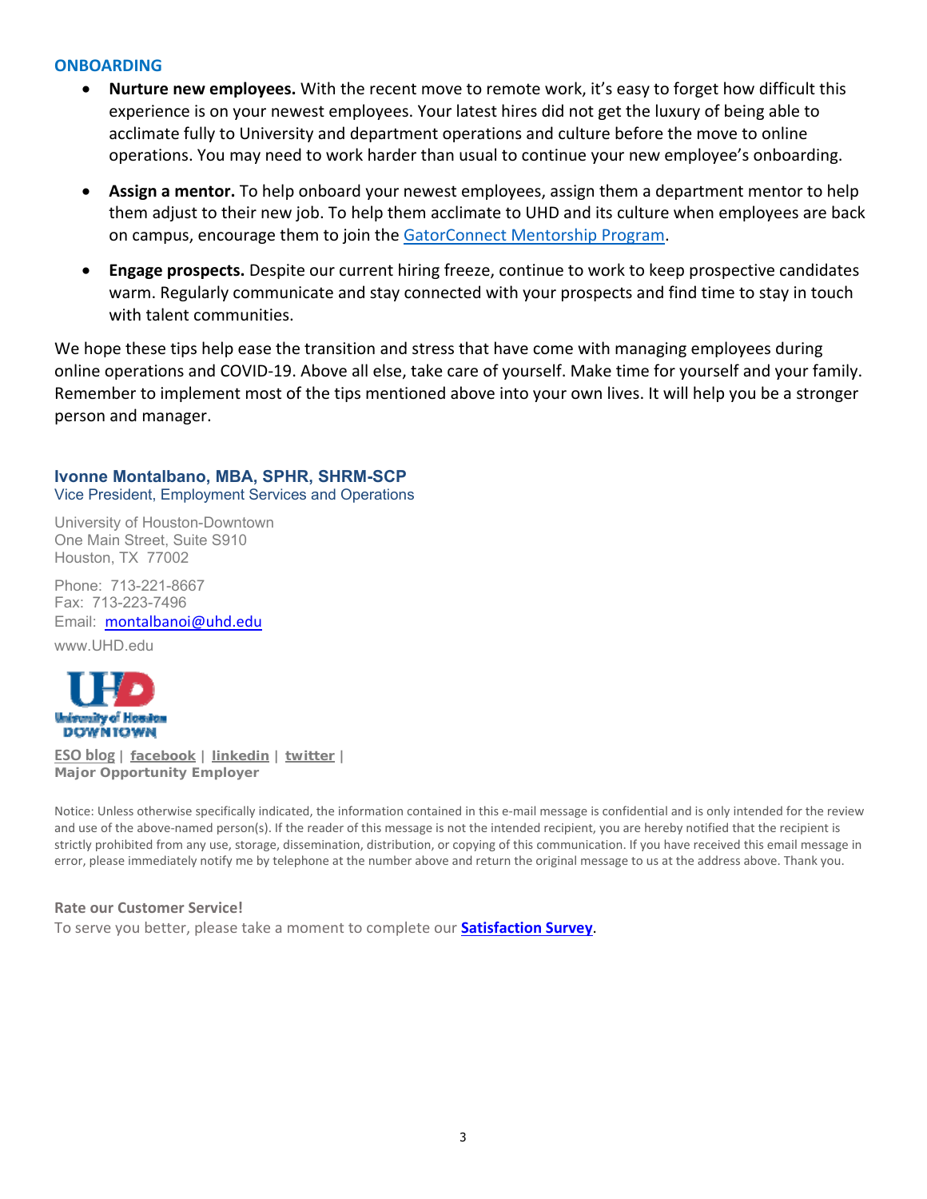### ONBOARDING

- **Nurture new employees.** With the recent move to remote work, it's easy to forget how difficult this experience is on your newest employees. Your latest hires did not get the luxury of being able to acclimate fully to University and department operations and culture before the move to online operations. You may need to work harder than usual to continue your new employee's onboarding.
- **Assign a mentor.** To help onboard your newest employees, assign them a department mentor to help them adjust to their new job. To help them acclimate to UHD and its culture when employees are back on campus, encourage them to join the GatorConnect Mentorship Program.
- **Engage prospects.** Despite our current hiring freeze, continue to work to keep prospective candidates warm. Regularly communicate and stay connected with your prospects and find time to stay in touch with talent communities.

We hope these tips help ease the transition and stress that have come with managing employees during online operations and COVID-19. Above all else, take care of yourself. Make time for yourself and your family. Remember to implement most of the tips mentioned above into your own lives. It will help you be a stronger person and manager.

**Ivonne Montalbano, MBA, SPHR, SHRM-SCP**
Vice President, Employment Services and Operations

University of Houston-Downtown
One Main Street, Suite S910
Houston, TX 77002

Phone: 713-221-8667
Fax: 713-223-7496
Email: montalbanoi@uhd.edu

www.UHD.edu

UHD University of Houston DOWNTOWN

ESO blog | facebook | linkedin | twitter |
**Major Opportunity Employer**

Notice: Unless otherwise specifically indicated, the information contained in this e-mail message is confidential and is only intended for the review and use of the above-named person(s). If the reader of this message is not the intended recipient, you are hereby notified that the recipient is strictly prohibited from any use, storage, dissemination, distribution, or copying of this communication. If you have received this email message in error, please immediately notify me by telephone at the number above and return the original message to us at the address above. Thank you.

**Rate our Customer Service!**
To serve you better, please take a moment to complete our **Satisfaction Survey**.